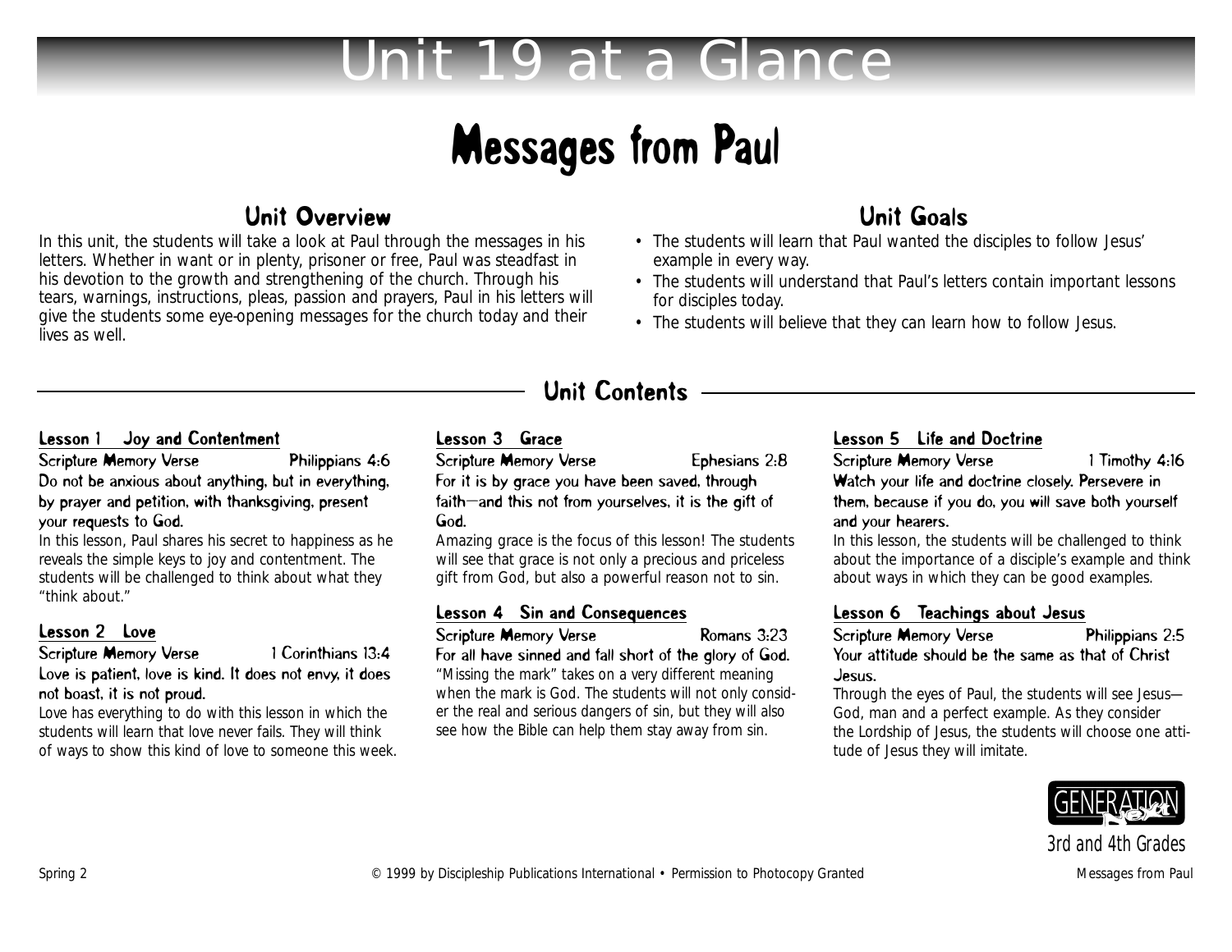# Unit 19 at a Glance

# Messages from Paul

## Unit Overview

In this unit, the students will take a look at Paul through the messages in his letters. Whether in want or in plenty, prisoner or free, Paul was steadfast in his devotion to the growth and strengthening of the church. Through his tears, warnings, instructions, pleas, passion and prayers, Paul in his letters will give the students some eye-opening messages for the church today and their lives as well.

## Unit Goals

- The students will learn that Paul wanted the disciples to follow Jesus' example in every way.
- The students will understand that Paul's letters contain important lessons for disciples today.
- The students will believe that they can learn how to follow Jesus.

## Unit Contents

### Lesson 1 Joy and Contentment

Scripture Memory Verse Philippians 4:6

**Do not be anxious about anything, but in everything, by prayer and petition, with thanksgiving, present your requests to God.**

In this lesson, Paul shares his secret to happiness as he reveals the simple keys to joy and contentment. The students will be challenged to think about what they "think about."

### Lesson 2 Love

Scripture Memory Verse 1 Corinthians 13:4

**Love is patient, love is kind. It does not envy, it does not boast, it is not proud.**

Love has everything to do with this lesson in which the students will learn that love never fails. They will think of ways to show this kind of love to someone this week.

### Lesson 3 Grace

Scripture Memory Verse Ephesians 2:8

**For it is by grace you have been saved, through faith—and this not from yourselves, it is the gift of God.**

Amazing grace is the focus of this lesson! The students will see that grace is not only a precious and priceless gift from God, but also a powerful reason not to sin.

### Lesson 4 Sin and Consequences

Scripture Memory Verse Romans 3:23

**For all have sinned and fall short of the glory of God.**

"Missing the mark" takes on a very different meaning when the mark is God. The students will not only consider the real and serious dangers of sin, but they will also see how the Bible can help them stay away from sin.

### Lesson 5 Life and Doctrine

Scripture Memory Verse 1 Timothy 4:16

**Watch your life and doctrine closely. Persevere in them, because if you do, you will save both yourself and your hearers.**

In this lesson, the students will be challenged to think about the importance of a disciple's example and think about ways in which they can be good examples.

### Lesson 6 Teachings about Jesus

Scripture Memory Verse Philippians 2:5

**Your attitude should be the same as that of Christ Jesus.**

Through the eyes of Paul, the students will see Jesus—God, man and a perfect example. As they consider the Lordship of Jesus, the students will choose one attitude of Jesus they will imitate.

GENERATION Next

3rd and 4th Grades

Spring 2 © 1999 by Discipleship Publications International • Permission to Photocopy Granted Messages from Paul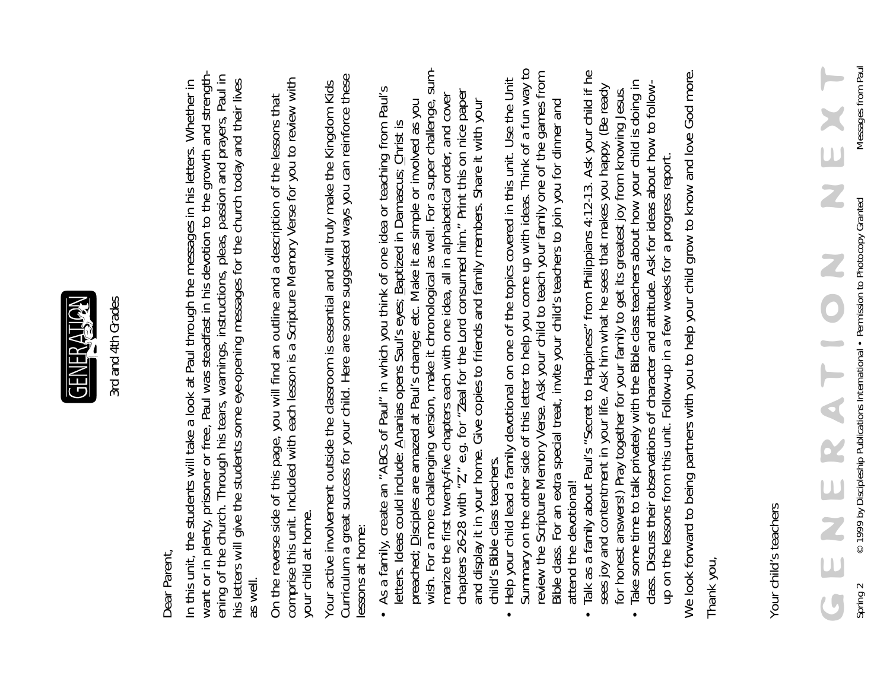3rd and 4th Grades

Dear Parent,

In this unit, the students will take a look at Paul through the messages in his letters. Whether in want or in plenty, prisoner or free, Paul was steadfast in his devotion to the growth and strengthening of the church. Through his tears, warnings, instructions, pleas, passion and prayers, Paul in his letters will give the students some eye-opening messages for the church today and their lives as well.

On the reverse side of this page, you will find an outline and a description of the lessons that comprise this unit. Included with each lesson is a Scripture Memory Verse for you to review with your child at home.

Your active involvement outside the classroom is essential and will truly make the Kingdom Kids Curriculum a great success for your child. Here are some suggested ways you can reinforce these lessons at home:

- As a family, create an "ABCs of Paul" in which you think of one idea or teaching from Paul's letters. Ideas could include: Ananias opens Saul's eyes; Baptized in Damascus; Christ is preached; Disciples are amazed at Paul's change; etc. Make it as simple or involved as you wish. For a more challenging version, make it chronological as well. For a super challenge, summarize the first twenty-five chapters each with one idea, all in alphabetical order, and cover chapters 26-28 with "Z," e.g. for "Zeal for the Lord consumed him." Print this on nice paper and display it in your home. Give copies to friends and family members. Share it with your child's Bible class teachers.
- Help your child lead a family devotional on one of the topics covered in this unit. Use the Unit Summary on the other side of this letter to help you come up with ideas. Think of a fun way to review the Scripture Memory Verse. Ask your child to teach your family one of the games from Bible class. For an extra special treat, invite your child's teachers to join you for dinner and attend the devotional!
- Talk as a family about Paul's "Secret to Happiness" from Philippians 4:12-13. Ask your child if he sees joy and contentment in your life. Ask him what he sees that makes you happy. (Be ready for honest answers!) Pray together for your family to get its greatest joy from knowing Jesus.
- Take some time to talk privately with the Bible class teachers about how your child is doing in class. Discuss their observations of character and attitude. Ask for ideas about how to follow-up on the lessons from this unit. Follow-up in a few weeks for a progress report.

We look forward to being partners with you to help your child grow to know and love God more.

Thank you,

Your child's teachers

GENERATION NEXT

Spring 2 © 1999 by Discipleship Publications International • Permission to Photocopy Granted Messages from Paul